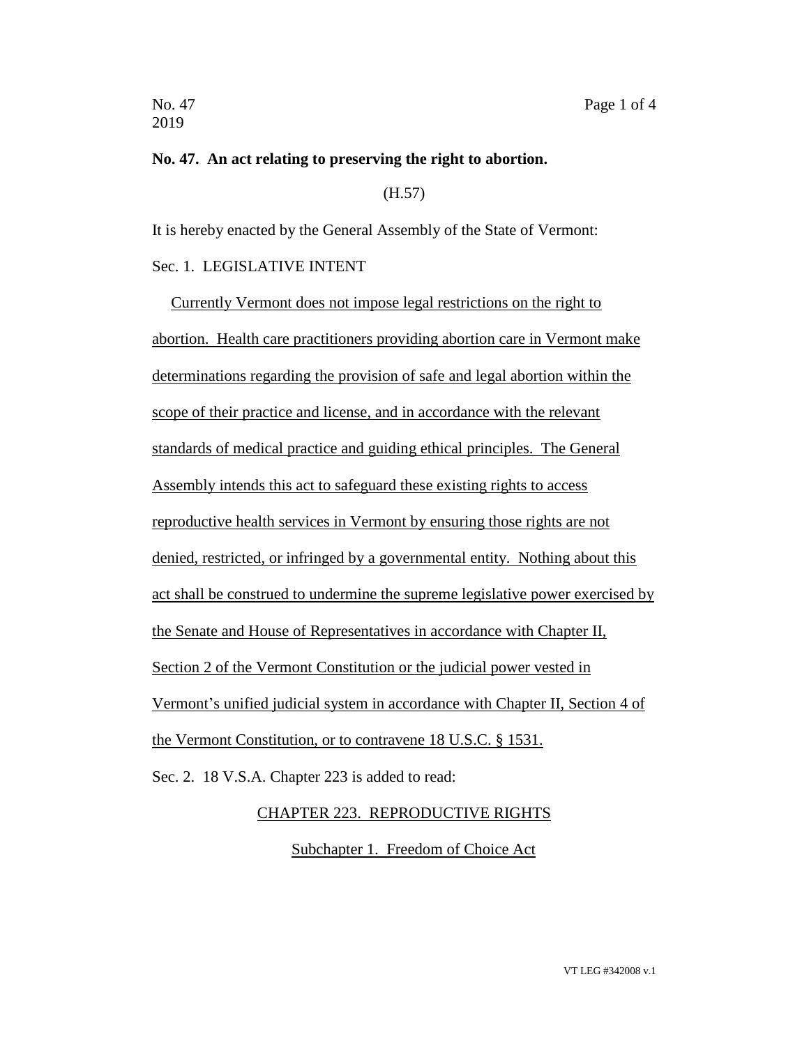**No. 47. An act relating to preserving the right to abortion.**

(H.57)

It is hereby enacted by the General Assembly of the State of Vermont:

Sec. 1. LEGISLATIVE INTENT

Currently Vermont does not impose legal restrictions on the right to abortion. Health care practitioners providing abortion care in Vermont make determinations regarding the provision of safe and legal abortion within the scope of their practice and license, and in accordance with the relevant standards of medical practice and guiding ethical principles. The General Assembly intends this act to safeguard these existing rights to access reproductive health services in Vermont by ensuring those rights are not denied, restricted, or infringed by a governmental entity. Nothing about this act shall be construed to undermine the supreme legislative power exercised by the Senate and House of Representatives in accordance with Chapter II, Section 2 of the Vermont Constitution or the judicial power vested in Vermont's unified judicial system in accordance with Chapter II, Section 4 of the Vermont Constitution, or to contravene 18 U.S.C. § 1531.

Sec. 2. 18 V.S.A. Chapter 223 is added to read:

CHAPTER 223. REPRODUCTIVE RIGHTS

Subchapter 1. Freedom of Choice Act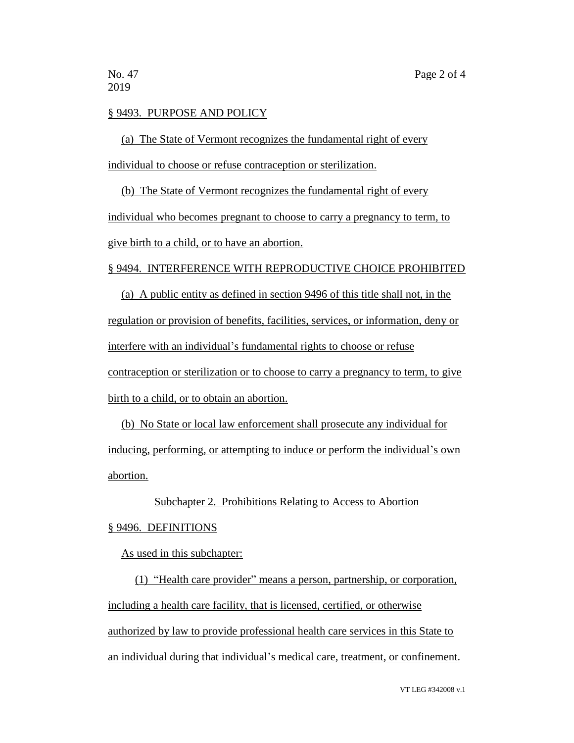§ 9493. PURPOSE AND POLICY

(a) The State of Vermont recognizes the fundamental right of every individual to choose or refuse contraception or sterilization.

(b) The State of Vermont recognizes the fundamental right of every individual who becomes pregnant to choose to carry a pregnancy to term, to give birth to a child, or to have an abortion.

§ 9494. INTERFERENCE WITH REPRODUCTIVE CHOICE PROHIBITED

(a) A public entity as defined in section 9496 of this title shall not, in the regulation or provision of benefits, facilities, services, or information, deny or interfere with an individual's fundamental rights to choose or refuse contraception or sterilization or to choose to carry a pregnancy to term, to give birth to a child, or to obtain an abortion.

(b) No State or local law enforcement shall prosecute any individual for inducing, performing, or attempting to induce or perform the individual's own abortion.

Subchapter 2. Prohibitions Relating to Access to Abortion

§ 9496. DEFINITIONS

As used in this subchapter:

(1) "Health care provider" means a person, partnership, or corporation, including a health care facility, that is licensed, certified, or otherwise authorized by law to provide professional health care services in this State to an individual during that individual's medical care, treatment, or confinement.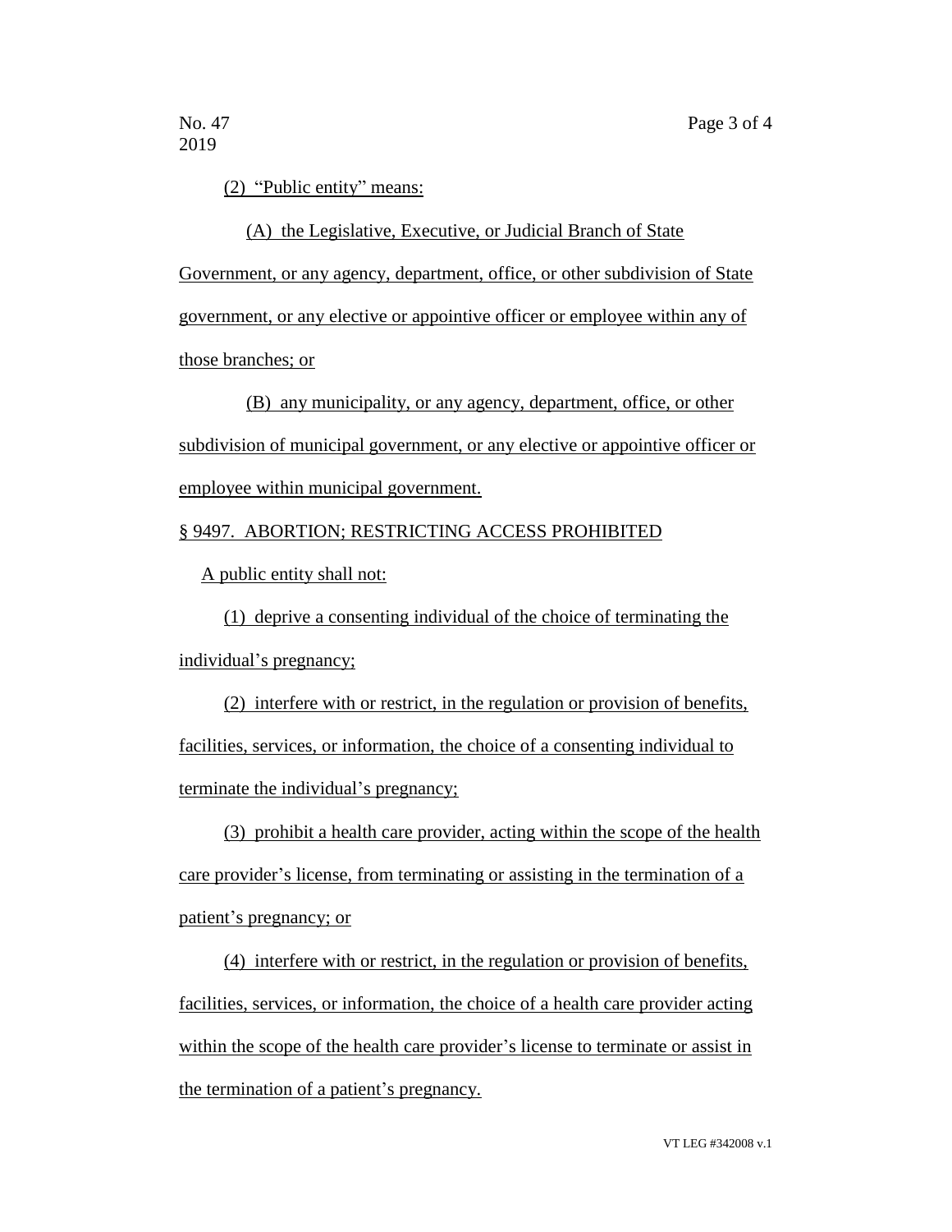(2) "Public entity" means:

(A) the Legislative, Executive, or Judicial Branch of State Government, or any agency, department, office, or other subdivision of State government, or any elective or appointive officer or employee within any of those branches; or

(B) any municipality, or any agency, department, office, or other subdivision of municipal government, or any elective or appointive officer or employee within municipal government.

§ 9497. ABORTION; RESTRICTING ACCESS PROHIBITED

A public entity shall not:

(1) deprive a consenting individual of the choice of terminating the individual's pregnancy;

(2) interfere with or restrict, in the regulation or provision of benefits, facilities, services, or information, the choice of a consenting individual to terminate the individual's pregnancy;

(3) prohibit a health care provider, acting within the scope of the health care provider's license, from terminating or assisting in the termination of a patient's pregnancy; or

(4) interfere with or restrict, in the regulation or provision of benefits, facilities, services, or information, the choice of a health care provider acting within the scope of the health care provider's license to terminate or assist in the termination of a patient's pregnancy.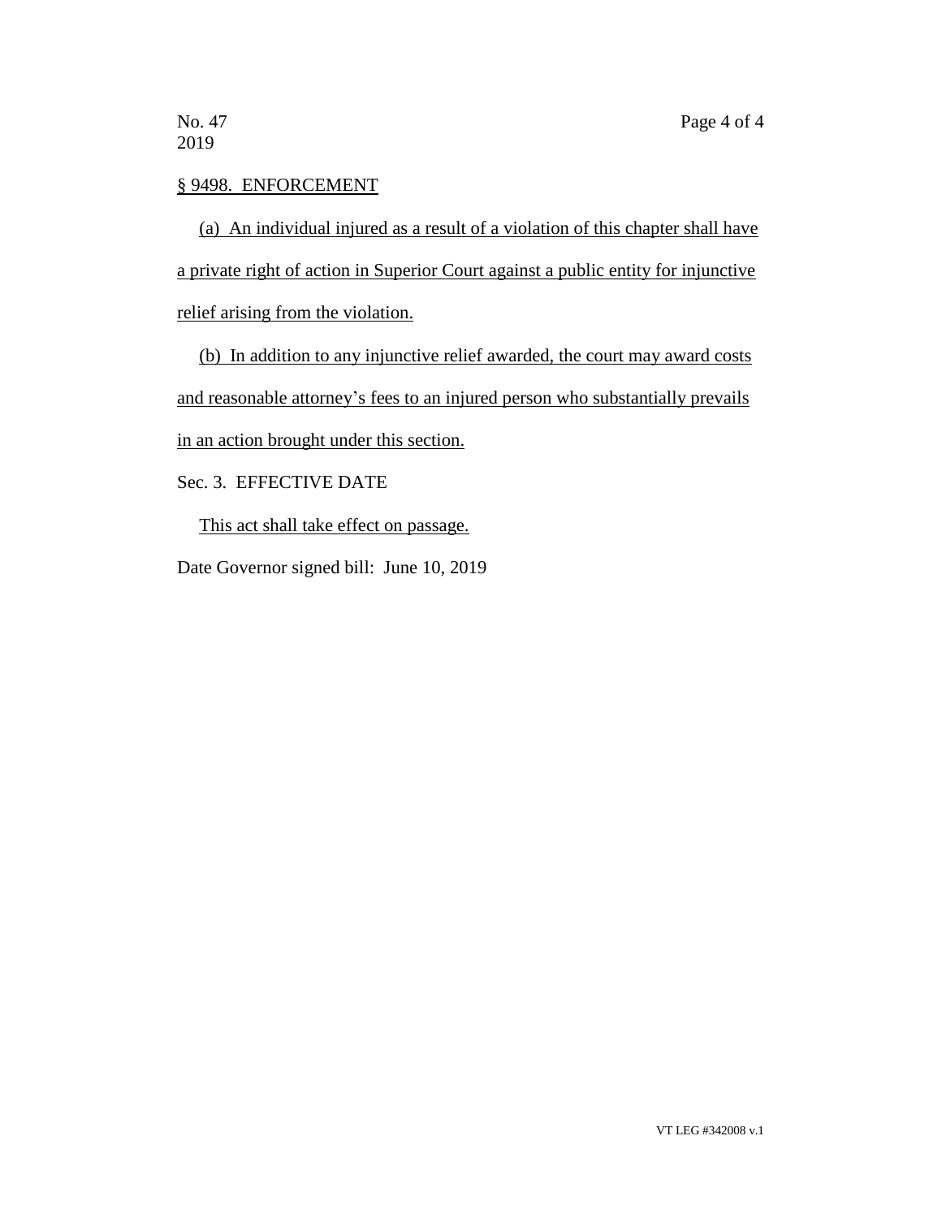§ 9498. ENFORCEMENT

(a) An individual injured as a result of a violation of this chapter shall have a private right of action in Superior Court against a public entity for injunctive relief arising from the violation.

(b) In addition to any injunctive relief awarded, the court may award costs and reasonable attorney's fees to an injured person who substantially prevails in an action brought under this section.

Sec. 3. EFFECTIVE DATE

This act shall take effect on passage.

Date Governor signed bill: June 10, 2019